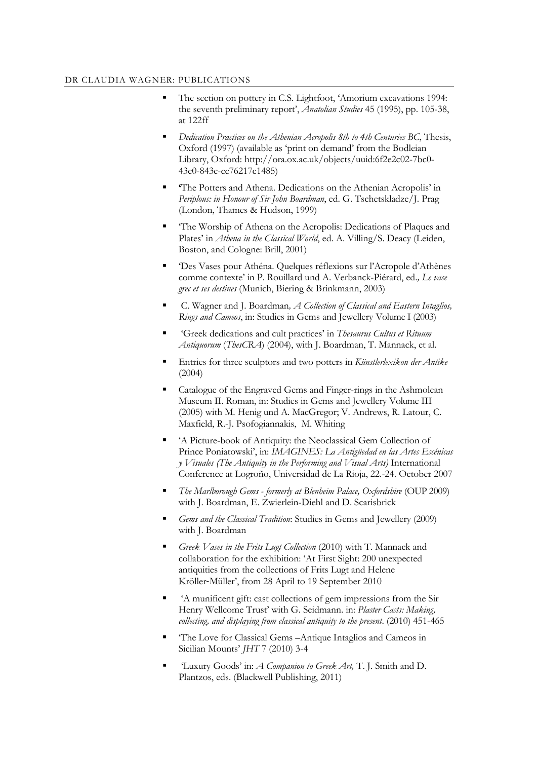DR CLAUDIA WAGNER: PUBLICATIONS

- The section on pottery in C.S. Lightfoot, 'Amorium excavations 1994: the seventh preliminary report', *Anatolian Studies* 45 (1995), pp. 105-38, at 122ff
- *Dedication Practices on the Athenian Acropolis 8th to 4th Centuries BC*, Thesis, Oxford (1997) (available as 'print on demand' from the Bodleian Library, Oxford: http://ora.ox.ac.uk/objects/uuid:6f2e2c02-7bc0-43c0-843c-cc76217c1485)
- **'**The Potters and Athena. Dedications on the Athenian Acropolis' in *Periplous: in Honour of Sir John Boardman*, ed. G. Tschetskladze/J. Prag (London, Thames & Hudson, 1999)
- 'The Worship of Athena on the Acropolis: Dedications of Plaques and Plates' in *Athena in the Classical World*, ed. A. Villing/S. Deacy (Leiden, Boston, and Cologne: Brill, 2001)
- 'Des Vases pour Athéna. Quelques réflexions sur l'Acropole d'Athènes comme contexte' in P. Rouillard und A. Verbanck-Piérard, ed.*, Le vase grec et ses destines* (Munich, Biering & Brinkmann, 2003)
- C. Wagner and J. Boardman*, A Collection of Classical and Eastern Intaglios, Rings and Cameos*, in: Studies in Gems and Jewellery Volume I (2003)
- 'Greek dedications and cult practices' in *Thesaurus Cultus et Rituum Antiquorum* (*ThesCRA*) (2004), with J. Boardman, T. Mannack, et al.
- Entries for three sculptors and two potters in *Künstlerlexikon der Antike* (2004)
- Catalogue of the Engraved Gems and Finger-rings in the Ashmolean Museum II. Roman, in: Studies in Gems and Jewellery Volume III (2005) with M. Henig und A. MacGregor; V. Andrews, R. Latour, C. Maxfield, R.-J. Psofogiannakis, M. Whiting
- 'A Picture-book of Antiquity: the Neoclassical Gem Collection of Prince Poniatowski', in: *IMAGINES: La Antigüedad en las Artes Escénicas y Visuales (The Antiquity in the Performing and Visual Arts)* International Conference at Logroño, Universidad de La Rioja, 22.-24. October 2007
- *The Marlborough Gems - formerly at Blenheim Palace, Oxfordshire* (OUP 2009) with J. Boardman, E. Zwierlein-Diehl and D. Scarisbrick
- *Gems and the Classical Tradition*: Studies in Gems and Jewellery (2009) with J. Boardman
- *Greek Vases in the Frits Lugt Collection* (2010) with T. Mannack and collaboration for the exhibition: 'At First Sight: 200 unexpected antiquities from the collections of Frits Lugt and Helene Kröller-Müller', from 28 April to 19 September 2010
- 'A munificent gift: cast collections of gem impressions from the Sir Henry Wellcome Trust' with G. Seidmann. in: *Plaster Casts: Making, collecting, and displaying from classical antiquity to the present*. (2010) 451-465
- 'The Love for Classical Gems –Antique Intaglios and Cameos in Sicilian Mounts' *JHT* 7 (2010) 3-4
- 'Luxury Goods' in: *A Companion to Greek Art,* T. J. Smith and D. Plantzos, eds. (Blackwell Publishing, 2011)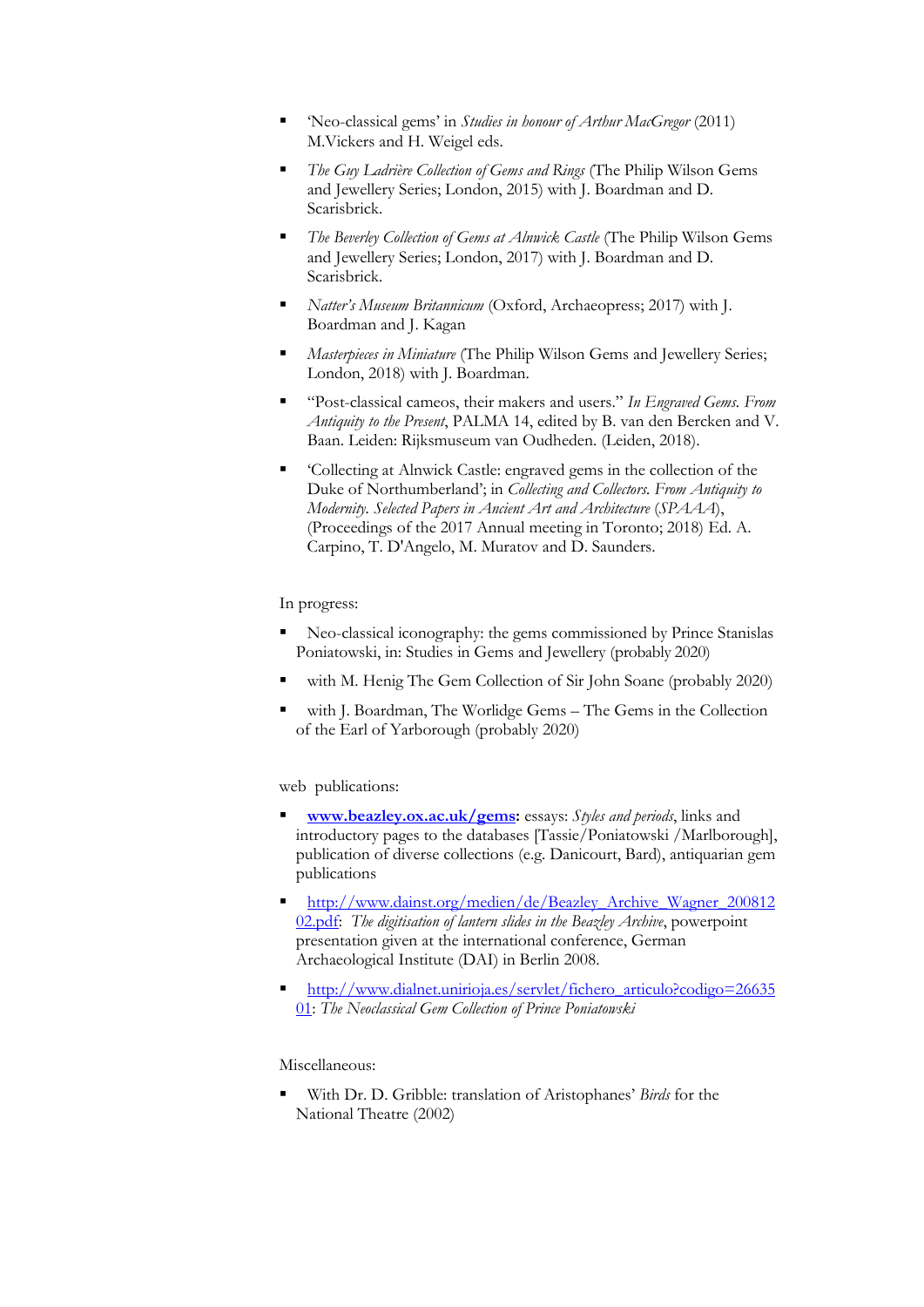- 'Neo-classical gems' in *Studies in honour of Arthur MacGregor* (2011) M.Vickers and H. Weigel eds.
- *The Guy Ladrière Collection of Gems and Rings* (The Philip Wilson Gems and Jewellery Series; London, 2015) with J. Boardman and D. Scarisbrick.
- *The Beverley Collection of Gems at Alnwick Castle* (The Philip Wilson Gems and Jewellery Series; London, 2017) with J. Boardman and D. Scarisbrick.
- *Natter's Museum Britannicum* (Oxford, Archaeopress; 2017) with J. Boardman and J. Kagan
- *Masterpieces in Miniature* (The Philip Wilson Gems and Jewellery Series; London, 2018) with J. Boardman.
- "Post-classical cameos, their makers and users." *In Engraved Gems. From Antiquity to the Present*, PALMA 14, edited by B. van den Bercken and V. Baan. Leiden: Rijksmuseum van Oudheden. (Leiden, 2018).
- 'Collecting at Alnwick Castle: engraved gems in the collection of the Duke of Northumberland'; in *Collecting and Collectors. From Antiquity to Modernity. Selected Papers in Ancient Art and Architecture* (*SPAAA*), (Proceedings of the 2017 Annual meeting in Toronto; 2018) Ed. A. Carpino, T. D'Angelo, M. Muratov and D. Saunders.

In progress:

- Neo-classical iconography: the gems commissioned by Prince Stanislas Poniatowski, in: Studies in Gems and Jewellery (probably 2020)
- with M. Henig The Gem Collection of Sir John Soane (probably 2020)
- with J. Boardman, The Worldige Gems – The Gems in the Collection of the Earl of Yarborough (probably 2020)

web publications:

- **www.beazley.ox.ac.uk/gems:** essays: *Styles and periods*, links and introductory pages to the databases [Tassie/Poniatowski /Marlborough], publication of diverse collections (e.g. Danicourt, Bard), antiquarian gem publications
- http://www.dainst.org/medien/de/Beazley_Archive_Wagner_20081202.pdf: *The digitisation of lantern slides in the Beazley Archive*, powerpoint presentation given at the international conference, German Archaeological Institute (DAI) in Berlin 2008.
- http://www.dialnet.unirioja.es/servlet/fichero_articulo?codigo=2663501: *The Neoclassical Gem Collection of Prince Poniatowski*

Miscellaneous:

- With Dr. D. Gribble: translation of Aristophanes' *Birds* for the National Theatre (2002)